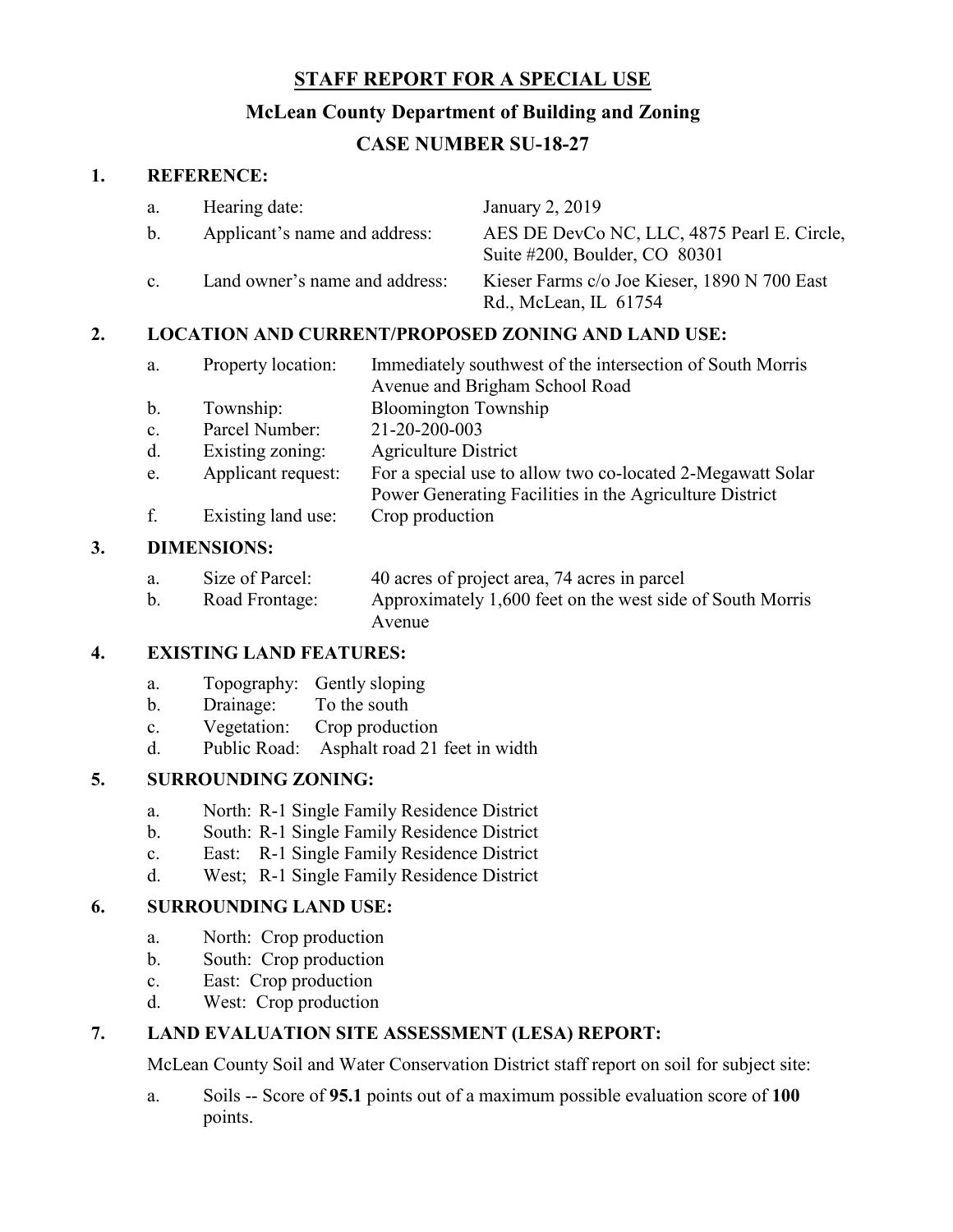# STAFF REPORT FOR A SPECIAL USE

## McLean County Department of Building and Zoning

## CASE NUMBER SU-18-27

### 1. REFERENCE:

a. Hearing date: January 2, 2019

b. Applicant's name and address: AES DE DevCo NC, LLC, 4875 Pearl E. Circle, Suite #200, Boulder, CO 80301

c. Land owner's name and address: Kieser Farms c/o Joe Kieser, 1890 N 700 East Rd., McLean, IL 61754

### 2. LOCATION AND CURRENT/PROPOSED ZONING AND LAND USE:

a. Property location: Immediately southwest of the intersection of South Morris Avenue and Brigham School Road

b. Township: Bloomington Township

c. Parcel Number: 21-20-200-003

d. Existing zoning: Agriculture District

e. Applicant request: For a special use to allow two co-located 2-Megawatt Solar Power Generating Facilities in the Agriculture District

f. Existing land use: Crop production

### 3. DIMENSIONS:

a. Size of Parcel: 40 acres of project area, 74 acres in parcel

b. Road Frontage: Approximately 1,600 feet on the west side of South Morris Avenue

### 4. EXISTING LAND FEATURES:

a. Topography: Gently sloping

b. Drainage: To the south

c. Vegetation: Crop production

d. Public Road: Asphalt road 21 feet in width

### 5. SURROUNDING ZONING:

a. North: R-1 Single Family Residence District

b. South: R-1 Single Family Residence District

c. East: R-1 Single Family Residence District

d. West; R-1 Single Family Residence District

### 6. SURROUNDING LAND USE:

a. North: Crop production

b. South: Crop production

c. East: Crop production

d. West: Crop production

### 7. LAND EVALUATION SITE ASSESSMENT (LESA) REPORT:

McLean County Soil and Water Conservation District staff report on soil for subject site:

a. Soils -- Score of **95.1** points out of a maximum possible evaluation score of **100** points.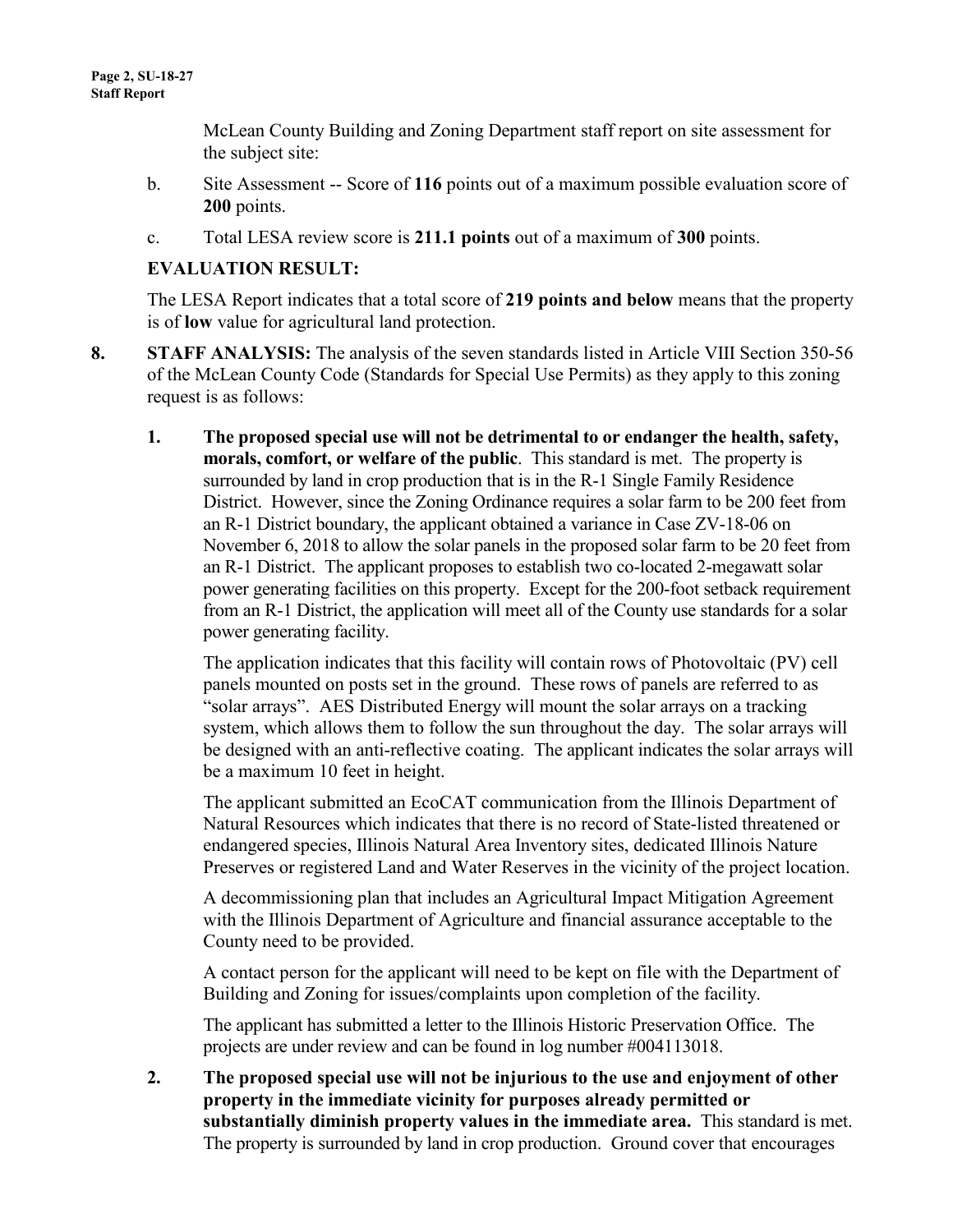McLean County Building and Zoning Department staff report on site assessment for the subject site:

b. Site Assessment -- Score of **116** points out of a maximum possible evaluation score of **200** points.

c. Total LESA review score is **211.1 points** out of a maximum of **300** points.

**EVALUATION RESULT:**

The LESA Report indicates that a total score of **219 points and below** means that the property is of **low** value for agricultural land protection.

**8. STAFF ANALYSIS:** The analysis of the seven standards listed in Article VIII Section 350-56 of the McLean County Code (Standards for Special Use Permits) as they apply to this zoning request is as follows:

**1. The proposed special use will not be detrimental to or endanger the health, safety, morals, comfort, or welfare of the public**. This standard is met. The property is surrounded by land in crop production that is in the R-1 Single Family Residence District. However, since the Zoning Ordinance requires a solar farm to be 200 feet from an R-1 District boundary, the applicant obtained a variance in Case ZV-18-06 on November 6, 2018 to allow the solar panels in the proposed solar farm to be 20 feet from an R-1 District. The applicant proposes to establish two co-located 2-megawatt solar power generating facilities on this property. Except for the 200-foot setback requirement from an R-1 District, the application will meet all of the County use standards for a solar power generating facility.

The application indicates that this facility will contain rows of Photovoltaic (PV) cell panels mounted on posts set in the ground. These rows of panels are referred to as "solar arrays". AES Distributed Energy will mount the solar arrays on a tracking system, which allows them to follow the sun throughout the day. The solar arrays will be designed with an anti-reflective coating. The applicant indicates the solar arrays will be a maximum 10 feet in height.

The applicant submitted an EcoCAT communication from the Illinois Department of Natural Resources which indicates that there is no record of State-listed threatened or endangered species, Illinois Natural Area Inventory sites, dedicated Illinois Nature Preserves or registered Land and Water Reserves in the vicinity of the project location.

A decommissioning plan that includes an Agricultural Impact Mitigation Agreement with the Illinois Department of Agriculture and financial assurance acceptable to the County need to be provided.

A contact person for the applicant will need to be kept on file with the Department of Building and Zoning for issues/complaints upon completion of the facility.

The applicant has submitted a letter to the Illinois Historic Preservation Office. The projects are under review and can be found in log number #004113018.

**2. The proposed special use will not be injurious to the use and enjoyment of other property in the immediate vicinity for purposes already permitted or substantially diminish property values in the immediate area.** This standard is met. The property is surrounded by land in crop production. Ground cover that encourages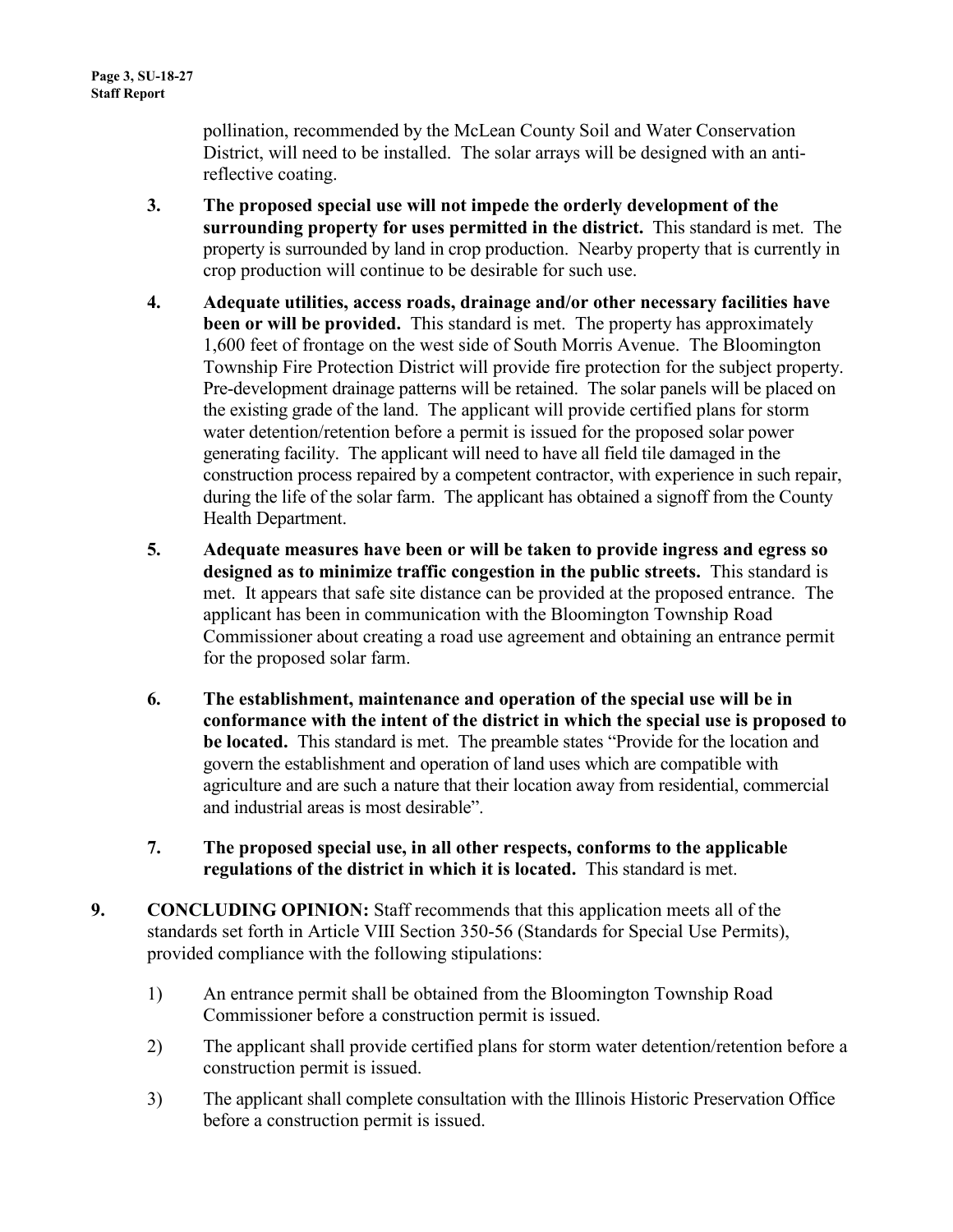pollination, recommended by the McLean County Soil and Water Conservation District, will need to be installed. The solar arrays will be designed with an anti-reflective coating.

3. **The proposed special use will not impede the orderly development of the surrounding property for uses permitted in the district.** This standard is met. The property is surrounded by land in crop production. Nearby property that is currently in crop production will continue to be desirable for such use.

4. **Adequate utilities, access roads, drainage and/or other necessary facilities have been or will be provided.** This standard is met. The property has approximately 1,600 feet of frontage on the west side of South Morris Avenue. The Bloomington Township Fire Protection District will provide fire protection for the subject property. Pre-development drainage patterns will be retained. The solar panels will be placed on the existing grade of the land. The applicant will provide certified plans for storm water detention/retention before a permit is issued for the proposed solar power generating facility. The applicant will need to have all field tile damaged in the construction process repaired by a competent contractor, with experience in such repair, during the life of the solar farm. The applicant has obtained a signoff from the County Health Department.

5. **Adequate measures have been or will be taken to provide ingress and egress so designed as to minimize traffic congestion in the public streets.** This standard is met. It appears that safe site distance can be provided at the proposed entrance. The applicant has been in communication with the Bloomington Township Road Commissioner about creating a road use agreement and obtaining an entrance permit for the proposed solar farm.

6. **The establishment, maintenance and operation of the special use will be in conformance with the intent of the district in which the special use is proposed to be located.** This standard is met. The preamble states "Provide for the location and govern the establishment and operation of land uses which are compatible with agriculture and are such a nature that their location away from residential, commercial and industrial areas is most desirable".

7. **The proposed special use, in all other respects, conforms to the applicable regulations of the district in which it is located.** This standard is met.

**9. CONCLUDING OPINION:** Staff recommends that this application meets all of the standards set forth in Article VIII Section 350-56 (Standards for Special Use Permits), provided compliance with the following stipulations:

1) An entrance permit shall be obtained from the Bloomington Township Road Commissioner before a construction permit is issued.

2) The applicant shall provide certified plans for storm water detention/retention before a construction permit is issued.

3) The applicant shall complete consultation with the Illinois Historic Preservation Office before a construction permit is issued.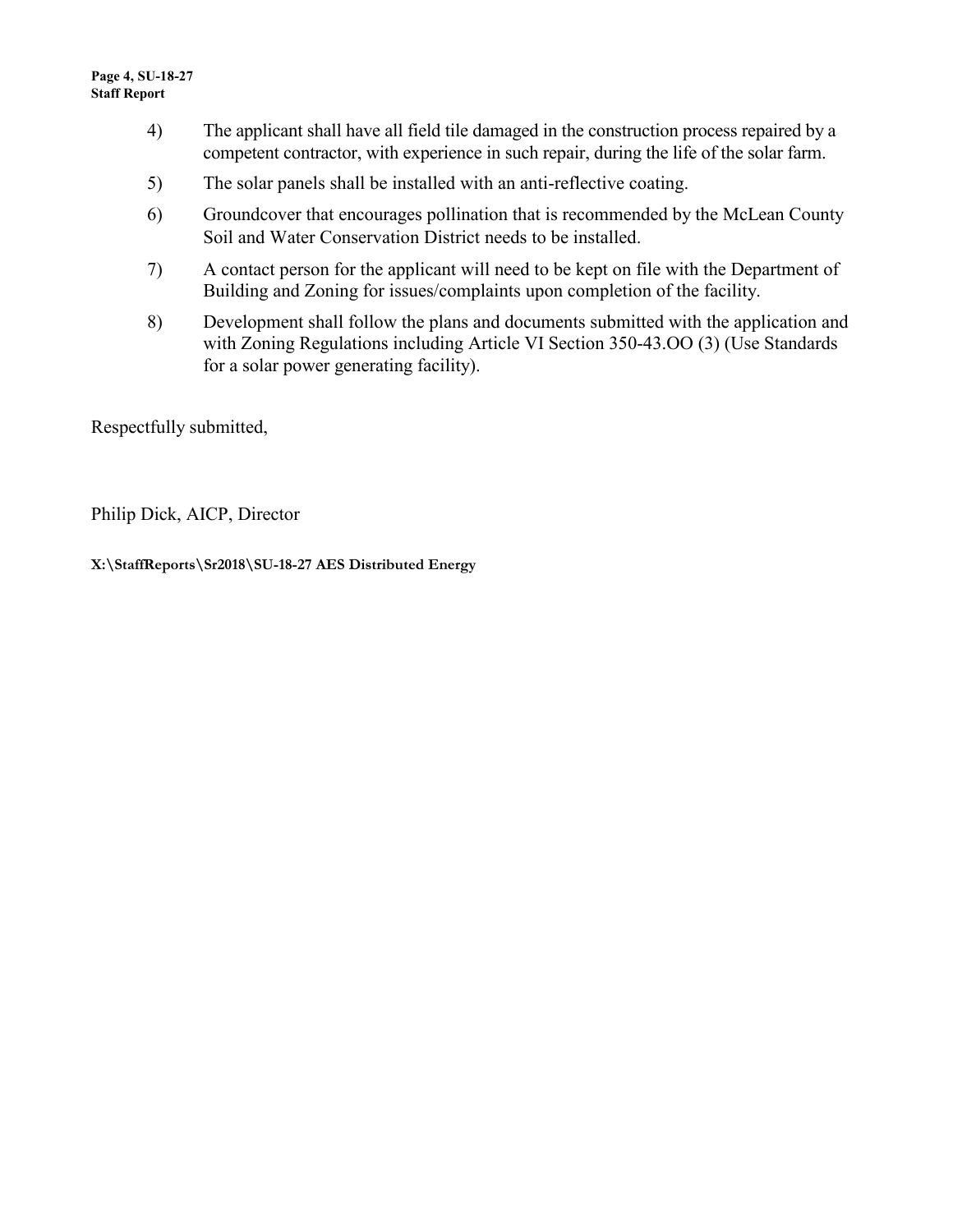4) The applicant shall have all field tile damaged in the construction process repaired by a competent contractor, with experience in such repair, during the life of the solar farm.

5) The solar panels shall be installed with an anti-reflective coating.

6) Groundcover that encourages pollination that is recommended by the McLean County Soil and Water Conservation District needs to be installed.

7) A contact person for the applicant will need to be kept on file with the Department of Building and Zoning for issues/complaints upon completion of the facility.

8) Development shall follow the plans and documents submitted with the application and with Zoning Regulations including Article VI Section 350-43.OO (3) (Use Standards for a solar power generating facility).

Respectfully submitted,

Philip Dick, AICP, Director

**X:\StaffReports\Sr2018\SU-18-27 AES Distributed Energy**